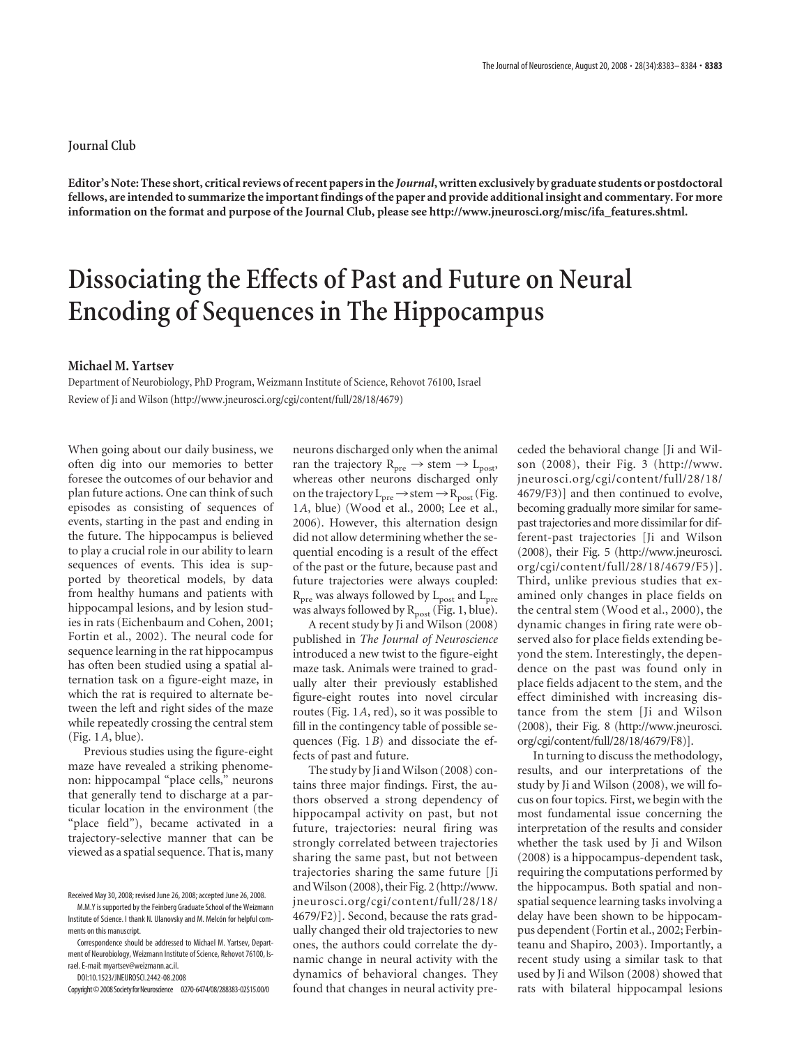Journal Club

**Editor's Note: These short, critical reviews of recent papers in the *Journal*, written exclusively by graduate students or postdoctoral fellows, are intended to summarize the important findings of the paper and provide additional insight and commentary. For more information on the format and purpose of the Journal Club, please see http://www.jneurosci.org/misc/ifa_features.shtml.**

# Dissociating the Effects of Past and Future on Neural Encoding of Sequences in The Hippocampus

**Michael M. Yartsev**

Department of Neurobiology, PhD Program, Weizmann Institute of Science, Rehovot 76100, Israel

Review of Ji and Wilson (http://www.jneurosci.org/cgi/content/full/28/18/4679)

When going about our daily business, we often dig into our memories to better foresee the outcomes of our behavior and plan future actions. One can think of such episodes as consisting of sequences of events, starting in the past and ending in the future. The hippocampus is believed to play a crucial role in our ability to learn sequences of events. This idea is supported by theoretical models, by data from healthy humans and patients with hippocampal lesions, and by lesion studies in rats (Eichenbaum and Cohen, 2001; Fortin et al., 2002). The neural code for sequence learning in the rat hippocampus has often been studied using a spatial alternation task on a figure-eight maze, in which the rat is required to alternate between the left and right sides of the maze while repeatedly crossing the central stem (Fig. 1*A*, blue).

Previous studies using the figure-eight maze have revealed a striking phenomenon: hippocampal "place cells," neurons that generally tend to discharge at a particular location in the environment (the "place field"), became activated in a trajectory-selective manner that can be viewed as a spatial sequence. That is, many neurons discharged only when the animal ran the trajectory $R_{pre} \rightarrow \text{stem} \rightarrow L_{post}$, whereas other neurons discharged only on the trajectory $L_{pre} \rightarrow \text{stem} \rightarrow R_{post}$ (Fig. 1*A*, blue) (Wood et al., 2000; Lee et al., 2006). However, this alternation design did not allow determining whether the sequential encoding is a result of the effect of the past or the future, because past and future trajectories were always coupled: $R_{pre}$ was always followed by $L_{post}$ and $L_{pre}$ was always followed by $R_{post}$ (Fig. 1, blue).

A recent study by Ji and Wilson (2008) published in *The Journal of Neuroscience* introduced a new twist to the figure-eight maze task. Animals were trained to gradually alter their previously established figure-eight routes into novel circular routes (Fig. 1*A*, red), so it was possible to fill in the contingency table of possible sequences (Fig. 1*B*) and dissociate the effects of past and future.

The study by Ji and Wilson (2008) contains three major findings. First, the authors observed a strong dependency of hippocampal activity on past, but not future, trajectories: neural firing was strongly correlated between trajectories sharing the same past, but not between trajectories sharing the same future [Ji and Wilson (2008), their Fig. 2 (http://www.jneurosci.org/cgi/content/full/28/18/4679/F2)]. Second, because the rats gradually changed their old trajectories to new ones, the authors could correlate the dynamic change in neural activity with the dynamics of behavioral changes. They found that changes in neural activity preceded the behavioral change [Ji and Wilson (2008), their Fig. 3 (http://www.jneurosci.org/cgi/content/full/28/18/4679/F3)] and then continued to evolve, becoming gradually more similar for same-past trajectories and more dissimilar for different-past trajectories [Ji and Wilson (2008), their Fig. 5 (http://www.jneurosci.org/cgi/content/full/28/18/4679/F5)]. Third, unlike previous studies that examined only changes in place fields on the central stem (Wood et al., 2000), the dynamic changes in firing rate were observed also for place fields extending beyond the stem. Interestingly, the dependence on the past was found only in place fields adjacent to the stem, and the effect diminished with increasing distance from the stem [Ji and Wilson (2008), their Fig. 8 (http://www.jneurosci.org/cgi/content/full/28/18/4679/F8)].

In turning to discuss the methodology, results, and our interpretations of the study by Ji and Wilson (2008), we will focus on four topics. First, we begin with the most fundamental issue concerning the interpretation of the results and consider whether the task used by Ji and Wilson (2008) is a hippocampus-dependent task, requiring the computations performed by the hippocampus. Both spatial and nonspatial sequence learning tasks involving a delay have been shown to be hippocampus dependent (Fortin et al., 2002; Ferbinteanu and Shapiro, 2003). Importantly, a recent study using a similar task to that used by Ji and Wilson (2008) showed that rats with bilateral hippocampal lesions

Received May 30, 2008; revised June 26, 2008; accepted June 26, 2008.

M.M.Y is supported by the Feinberg Graduate School of the Weizmann Institute of Science. I thank N. Ulanovsky and M. Melcón for helpful comments on this manuscript.

Correspondence should be addressed to Michael M. Yartsev, Department of Neurobiology, Weizmann Institute of Science, Rehovot 76100, Israel. E-mail: myartsev@weizmann.ac.il.

DOI:10.1523/JNEUROSCI.2442-08.2008

Copyright © 2008 Society for Neuroscience 0270-6474/08/288383-02$15.00/0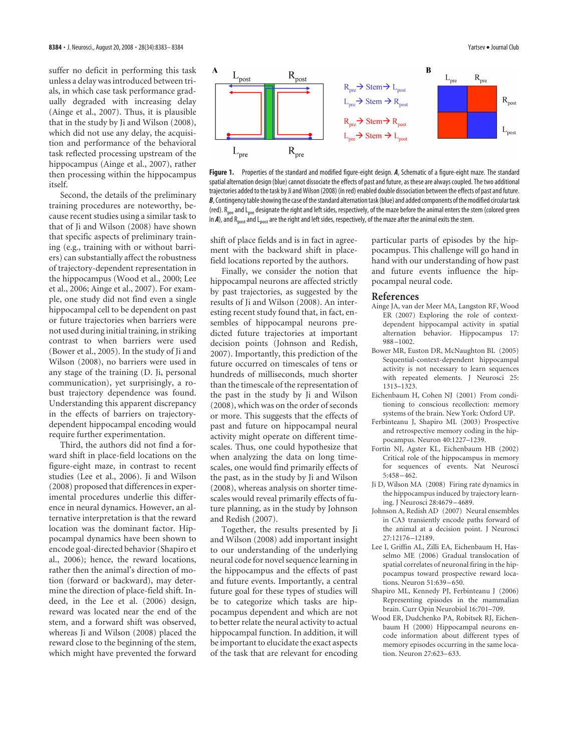suffer no deficit in performing this task unless a delay was introduced between trials, in which case task performance gradually degraded with increasing delay (Ainge et al., 2007). Thus, it is plausible that in the study by Ji and Wilson (2008), which did not use any delay, the acquisition and performance of the behavioral task reflected processing upstream of the hippocampus (Ainge et al., 2007), rather then processing within the hippocampus itself.

Second, the details of the preliminary training procedures are noteworthy, because recent studies using a similar task to that of Ji and Wilson (2008) have shown that specific aspects of preliminary training (e.g., training with or without barriers) can substantially affect the robustness of trajectory-dependent representation in the hippocampus (Wood et al., 2000; Lee et al., 2006; Ainge et al., 2007). For example, one study did not find even a single hippocampal cell to be dependent on past or future trajectories when barriers were not used during initial training, in striking contrast to when barriers were used (Bower et al., 2005). In the study of Ji and Wilson (2008), no barriers were used in any stage of the training (D. Ji, personal communication), yet surprisingly, a robust trajectory dependence was found. Understanding this apparent discrepancy in the effects of barriers on trajectory-dependent hippocampal encoding would require further experimentation.

Third, the authors did not find a forward shift in place-field locations on the figure-eight maze, in contrast to recent studies (Lee et al., 2006). Ji and Wilson (2008) proposed that differences in experimental procedures underlie this difference in neural dynamics. However, an alternative interpretation is that the reward location was the dominant factor. Hippocampal dynamics have been shown to encode goal-directed behavior (Shapiro et al., 2006); hence, the reward locations, rather then the animal's direction of motion (forward or backward), may determine the direction of place-field shift. Indeed, in the Lee et al. (2006) design, reward was located near the end of the stem, and a forward shift was observed, whereas Ji and Wilson (2008) placed the reward close to the beginning of the stem, which might have prevented the forward shift of place fields and is in fact in agreement with the backward shift in place-field locations reported by the authors.

Finally, we consider the notion that hippocampal neurons are affected strictly by past trajectories, as suggested by the results of Ji and Wilson (2008). An interesting recent study found that, in fact, ensembles of hippocampal neurons predicted future trajectories at important decision points (Johnson and Redish, 2007). Importantly, this prediction of the future occurred on timescales of tens or hundreds of milliseconds, much shorter than the timescale of the representation of the past in the study by Ji and Wilson (2008), which was on the order of seconds or more. This suggests that the effects of past and future on hippocampal neural activity might operate on different timescales. Thus, one could hypothesize that when analyzing the data on long timescales, one would find primarily effects of the past, as in the study by Ji and Wilson (2008), whereas analysis on shorter timescales would reveal primarily effects of future trajectory planning, as in the study by Johnson and Redish (2007).

Together, the results presented by Ji and Wilson (2008) add important insight to our understanding of the underlying neural code for novel sequence learning in the hippocampus and the effects of past and future events. Importantly, a central future goal for these types of studies will be to categorize which tasks are hippocampus dependent and which are not to better relate the neural activity to actual hippocampal function. In addition, it will be important to elucidate the exact aspects of the task that are relevant for encoding particular parts of episodes by the hippocampus. This challenge will go hand in hand with our understanding of how past and future events influence the hippocampal neural code.

A

$L_{post}$ $R_{post}$

$L_{pre}$ $R_{pre}$

$R_{pre}$ → Stem → $L_{post}$

$L_{pre}$ → Stem → $R_{post}$

$R_{pre}$ → Stem → $R_{post}$

$L_{pre}$ → Stem → $L_{post}$

B

$L_{pre}$ $R_{pre}$

$R_{post}$

$L_{post}$

**Figure 1.** Properties of the standard and modified figure-eight design. ***A***, Schematic of a figure-eight maze. The standard spatial alternation design (blue) cannot dissociate the effects of past and future, as these are always coupled. The two additional trajectories added to the task by Ji and Wilson (2008) (in red) enabled double dissociation between the effects of past and future. ***B***, Contingency table showing the case of the standard alternation task (blue) and added components of the modified circular task (red). $R_{pre}$ and $L_{pre}$ designate the right and left sides, respectively, of the maze before the animal enters the stem (colored green in ***A***), and $R_{post}$ and $L_{post}$ are the right and left sides, respectively, of the maze after the animal exits the stem.

## References

Ainge JA, van der Meer MA, Langston RF, Wood ER (2007) Exploring the role of context-dependent hippocampal activity in spatial alternation behavior. Hippocampus 17:988–1002.

Bower MR, Euston DR, McNaughton BL (2005) Sequential-context-dependent hippocampal activity is not necessary to learn sequences with repeated elements. J Neurosci 25:1313–1323.

Eichenbaum H, Cohen NJ (2001) From conditioning to conscious recollection: memory systems of the brain. New York: Oxford UP.

Ferbinteanu J, Shapiro ML (2003) Prospective and retrospective memory coding in the hippocampus. Neuron 40:1227–1239.

Fortin NJ, Agster KL, Eichenbaum HB (2002) Critical role of the hippocampus in memory for sequences of events. Nat Neurosci 5:458–462.

Ji D, Wilson MA (2008) Firing rate dynamics in the hippocampus induced by trajectory learning. J Neurosci 28:4679–4689.

Johnson A, Redish AD (2007) Neural ensembles in CA3 transiently encode paths forward of the animal at a decision point. J Neurosci 27:12176–12189.

Lee I, Griffin AL, Zilli EA, Eichenbaum H, Hasselmo ME (2006) Gradual translocation of spatial correlates of neuronal firing in the hippocampus toward prospective reward locations. Neuron 51:639–650.

Shapiro ML, Kennedy PJ, Ferbinteanu J (2006) Representing episodes in the mammalian brain. Curr Opin Neurobiol 16:701–709.

Wood ER, Dudchenko PA, Robitsek RJ, Eichenbaum H (2000) Hippocampal neurons encode information about different types of memory episodes occurring in the same location. Neuron 27:623–633.